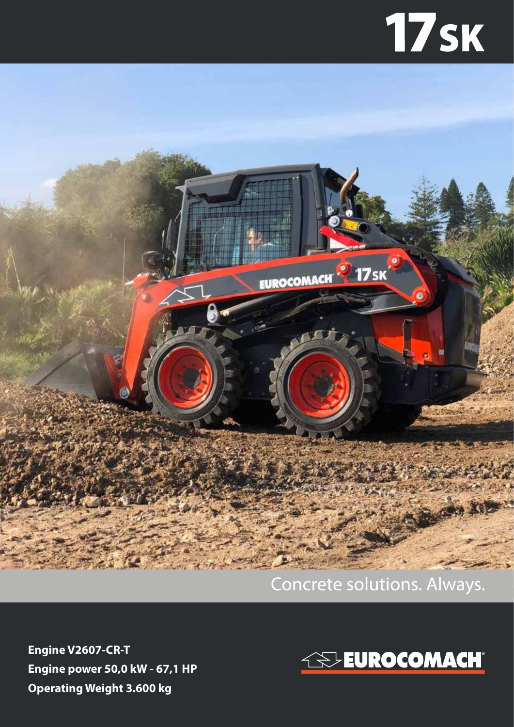# 17SK

Concrete solutions. Always.

**Engine V2607-CR-T**
**Engine power 50,0 kW - 67,1 HP**
**Operating Weight 3.600 kg**

EUROCOMACH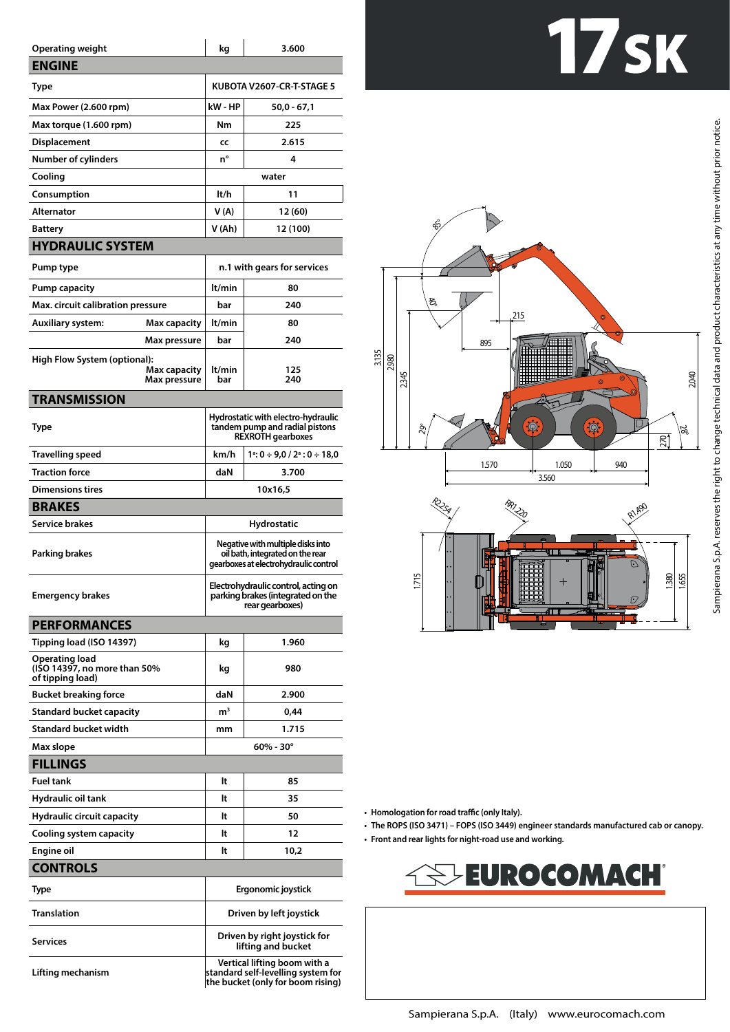# 17SK

| | | |
|---|---|---|
| Operating weight | kg | 3.600 |

## ENGINE

| | | |
|---|---|---|
| Type | | KUBOTA V2607-CR-T-STAGE 5 |
| Max Power (2.600 rpm) | kW - HP | 50,0 - 67,1 |
| Max torque (1.600 rpm) | Nm | 225 |
| Displacement | cc | 2.615 |
| Number of cylinders | n° | 4 |
| Cooling | | water |
| Consumption | lt/h | 11 |
| Alternator | V (A) | 12 (60) |
| Battery | V (Ah) | 12 (100) |

## HYDRAULIC SYSTEM

| | | |
|---|---|---|
| Pump type | | n.1 with gears for services |
| Pump capacity | lt/min | 80 |
| Max. circuit calibration pressure | bar | 240 |
| Auxiliary system: Max capacity | lt/min | 80 |
| Max pressure | bar | 240 |
| High Flow System (optional): Max capacity / Max pressure | lt/min / bar | 125 / 240 |

## TRANSMISSION

| | | |
|---|---|---|
| Type | | Hydrostatic with electro-hydraulic tandem pump and radial pistons REXROTH gearboxes |
| Travelling speed | km/h | 1ª: 0 ÷ 9,0 / 2ª : 0 ÷ 18,0 |
| Traction force | daN | 3.700 |
| Dimensions tires | | 10x16,5 |

## BRAKES

| | |
|---|---|
| Service brakes | Hydrostatic |
| Parking brakes | Negative with multiple disks into oil bath, integrated on the rear gearboxes at electrohydraulic control |
| Emergency brakes | Electrohydraulic control, acting on parking brakes (integrated on the rear gearboxes) |

## PERFORMANCES

| | | |
|---|---|---|
| Tipping load (ISO 14397) | kg | 1.960 |
| Operating load (ISO 14397, no more than 50% of tipping load) | kg | 980 |
| Bucket breaking force | daN | 2.900 |
| Standard bucket capacity | m³ | 0,44 |
| Standard bucket width | mm | 1.715 |
| Max slope | | 60% - 30° |

## FILLINGS

| | | |
|---|---|---|
| Fuel tank | lt | 85 |
| Hydraulic oil tank | lt | 35 |
| Hydraulic circuit capacity | lt | 50 |
| Cooling system capacity | lt | 12 |
| Engine oil | lt | 10,2 |

## CONTROLS

| | |
|---|---|
| Type | Ergonomic joystick |
| Translation | Driven by left joystick |
| Services | Driven by right joystick for lifting and bucket |
| Lifting mechanism | Vertical lifting boom with a standard self-levelling system for the bucket (only for boom rising) |

85° 40° 215 895 3.135 2.980 2.345 2.040 29° 28° 270 1.570 1.050 940 3.560

R2.254 RR1.220 R1.490 1.715 1.380 1.655

Sampierana S.p.A. reserves the right to change technical data and product characteristics at any time without prior notice.

- Homologation for road traffic (only Italy).
- The ROPS (ISO 3471) – FOPS (ISO 3449) engineer standards manufactured cab or canopy.
- Front and rear lights for night-road use and working.

EUROCOMACH®

Sampierana S.p.A. (Italy) www.eurocomach.com